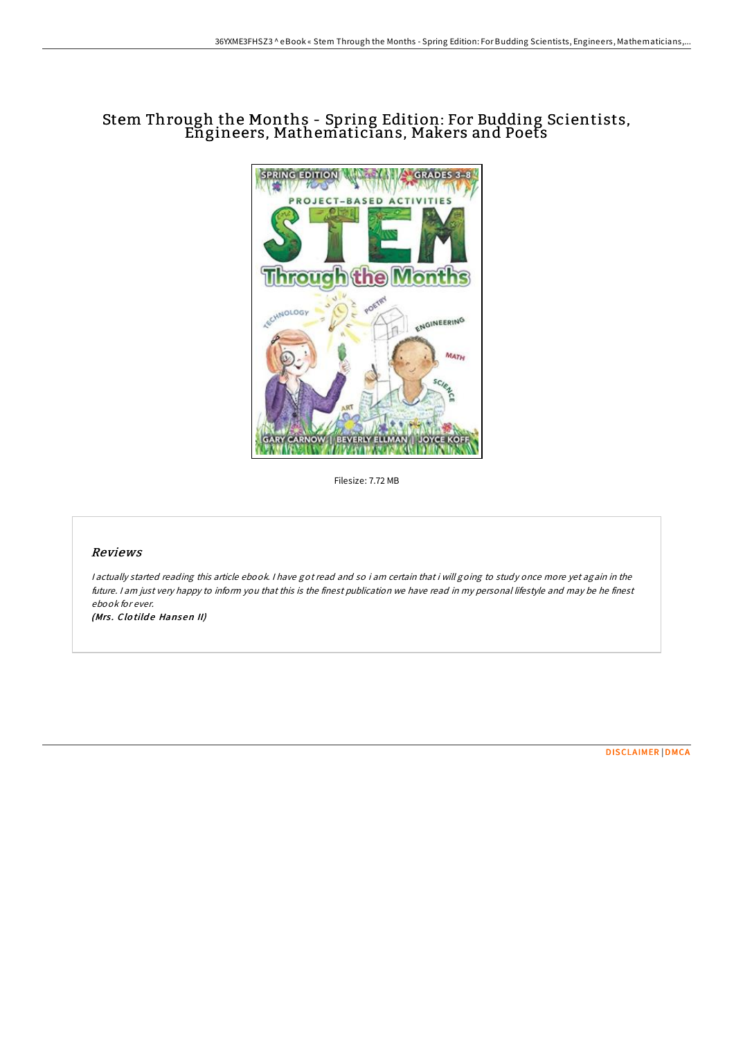# Stem Through the Months - Spring Edition: For Budding Scientists, Engineers, Mathematicians, Makers and Poets

Filesize: 7.72 MB

## *Reviews*

*I actually started reading this article ebook. I have got read and so i am certain that i will going to study once more yet again in the future. I am just very happy to inform you that this is the finest publication we have read in my personal lifestyle and may be he finest ebook for ever.*

***(Mrs. Clotilde Hansen II)***

DISCLAIMER | DMCA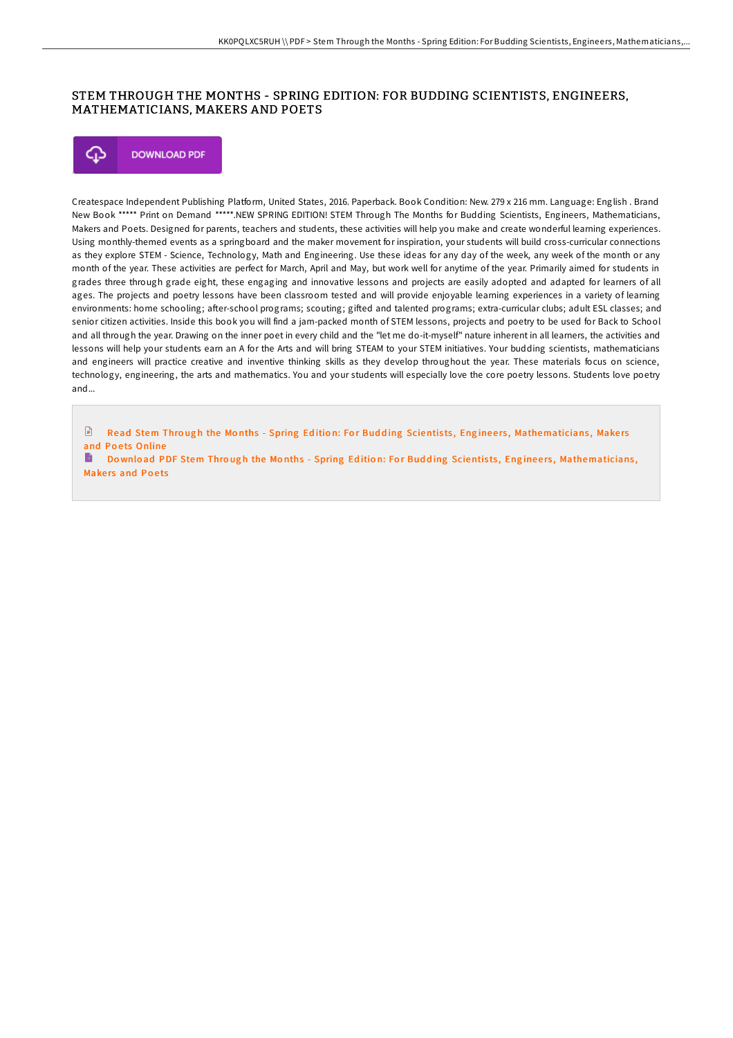# STEM THROUGH THE MONTHS - SPRING EDITION: FOR BUDDING SCIENTISTS, ENGINEERS, MATHEMATICIANS, MAKERS AND POETS

DOWNLOAD PDF

Createspace Independent Publishing Platform, United States, 2016. Paperback. Book Condition: New. 279 x 216 mm. Language: English . Brand New Book ***** Print on Demand *****.NEW SPRING EDITION! STEM Through The Months for Budding Scientists, Engineers, Mathematicians, Makers and Poets. Designed for parents, teachers and students, these activities will help you make and create wonderful learning experiences. Using monthly-themed events as a springboard and the maker movement for inspiration, your students will build cross-curricular connections as they explore STEM - Science, Technology, Math and Engineering. Use these ideas for any day of the week, any week of the month or any month of the year. These activities are perfect for March, April and May, but work well for anytime of the year. Primarily aimed for students in grades three through grade eight, these engaging and innovative lessons and projects are easily adopted and adapted for learners of all ages. The projects and poetry lessons have been classroom tested and will provide enjoyable learning experiences in a variety of learning environments: home schooling; after-school programs; scouting; gifted and talented programs; extra-curricular clubs; adult ESL classes; and senior citizen activities. Inside this book you will find a jam-packed month of STEM lessons, projects and poetry to be used for Back to School and all through the year. Drawing on the inner poet in every child and the "let me do-it-myself" nature inherent in all learners, the activities and lessons will help your students earn an A for the Arts and will bring STEAM to your STEM initiatives. Your budding scientists, mathematicians and engineers will practice creative and inventive thinking skills as they develop throughout the year. These materials focus on science, technology, engineering, the arts and mathematics. You and your students will especially love the core poetry lessons. Students love poetry and...

Read Stem Through the Months - Spring Edition: For Budding Scientists, Engineers, Mathematicians, Makers and Poets Online

Download PDF Stem Through the Months - Spring Edition: For Budding Scientists, Engineers, Mathematicians, Makers and Poets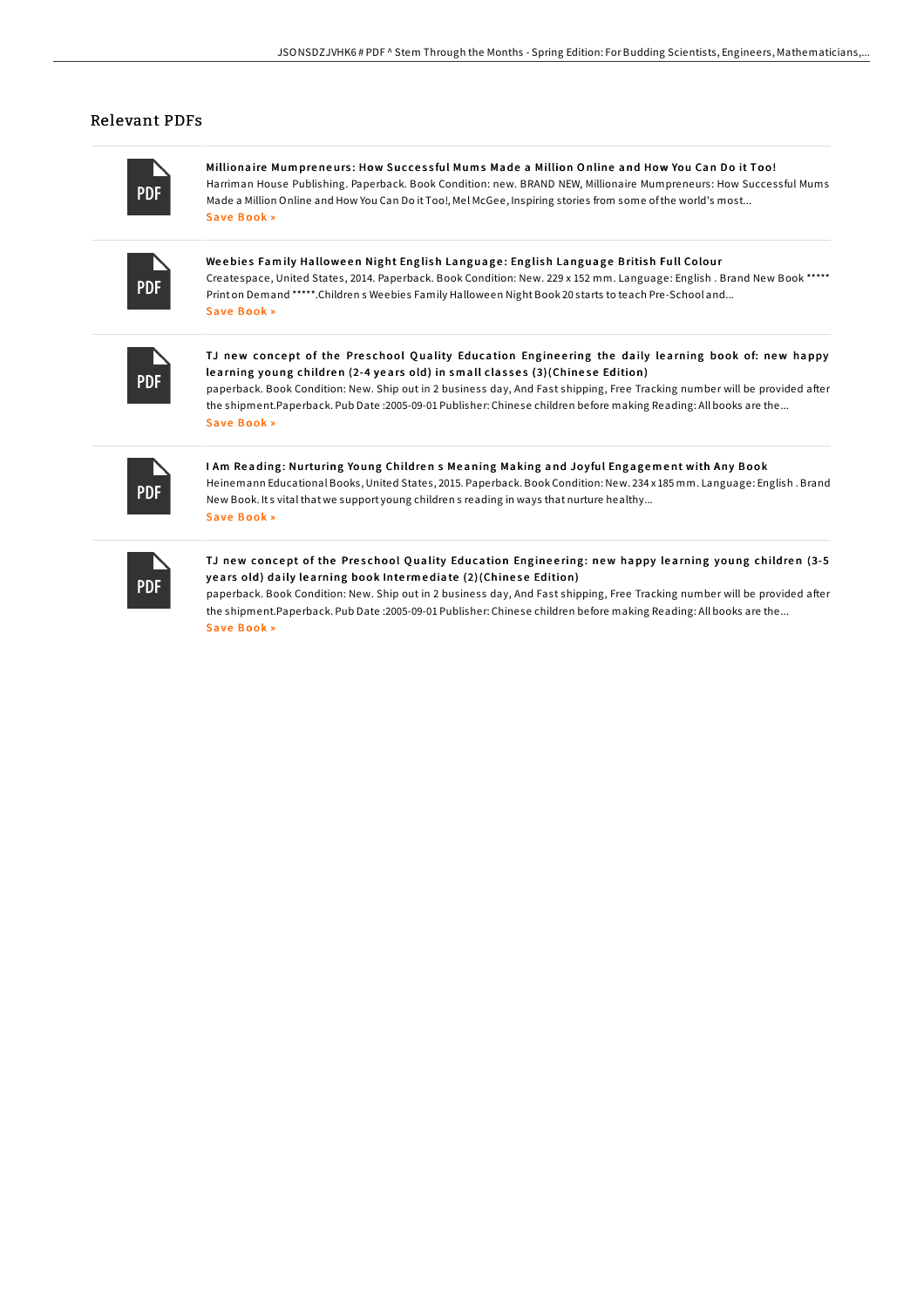## Relevant PDFs

**Millionaire Mumpreneurs: How Successful Mums Made a Million Online and How You Can Do it Too!**
Harriman House Publishing. Paperback. Book Condition: new. BRAND NEW, Millionaire Mumpreneurs: How Successful Mums Made a Million Online and How You Can Do it Too!, Mel McGee, Inspiring stories from some of the world's most...
Save Book »

**Weebies Family Halloween Night English Language: English Language British Full Colour**
Createspace, United States, 2014. Paperback. Book Condition: New. 229 x 152 mm. Language: English . Brand New Book ***** Print on Demand *****.Children s Weebies Family Halloween Night Book 20 starts to teach Pre-School and...
Save Book »

**TJ new concept of the Preschool Quality Education Engineering the daily learning book of: new happy learning young children (2-4 years old) in small classes (3)(Chinese Edition)**
paperback. Book Condition: New. Ship out in 2 business day, And Fast shipping, Free Tracking number will be provided after the shipment.Paperback. Pub Date :2005-09-01 Publisher: Chinese children before making Reading: All books are the...
Save Book »

**I Am Reading: Nurturing Young Children s Meaning Making and Joyful Engagement with Any Book**
Heinemann Educational Books, United States, 2015. Paperback. Book Condition: New. 234 x 185 mm. Language: English . Brand New Book. It s vital that we support young children s reading in ways that nurture healthy...
Save Book »

**TJ new concept of the Preschool Quality Education Engineering: new happy learning young children (3-5 years old) daily learning book Intermediate (2)(Chinese Edition)**
paperback. Book Condition: New. Ship out in 2 business day, And Fast shipping, Free Tracking number will be provided after the shipment.Paperback. Pub Date :2005-09-01 Publisher: Chinese children before making Reading: All books are the...
Save Book »